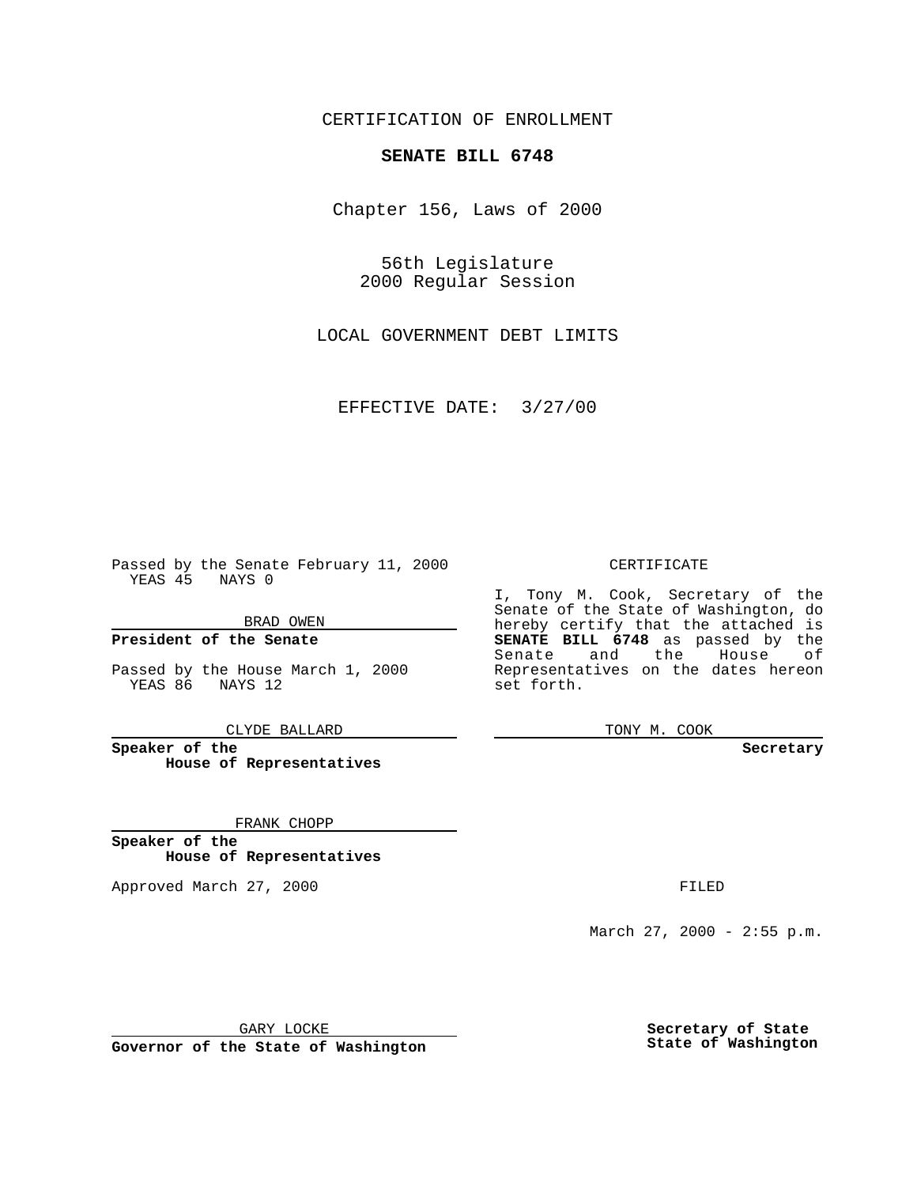CERTIFICATION OF ENROLLMENT

**SENATE BILL 6748**

Chapter 156, Laws of 2000

56th Legislature
2000 Regular Session

LOCAL GOVERNMENT DEBT LIMITS

EFFECTIVE DATE: 3/27/00

Passed by the Senate February 11, 2000
YEAS 45 NAYS 0

BRAD OWEN

**President of the Senate**

Passed by the House March 1, 2000
YEAS 86 NAYS 12

CLYDE BALLARD

**Speaker of the House of Representatives**

FRANK CHOPP

**Speaker of the House of Representatives**

Approved March 27, 2000

GARY LOCKE

**Governor of the State of Washington**

CERTIFICATE

I, Tony M. Cook, Secretary of the Senate of the State of Washington, do hereby certify that the attached is **SENATE BILL 6748** as passed by the Senate and the House of Representatives on the dates hereon set forth.

TONY M. COOK

**Secretary**

FILED

March 27, 2000 - 2:55 p.m.

**Secretary of State**
**State of Washington**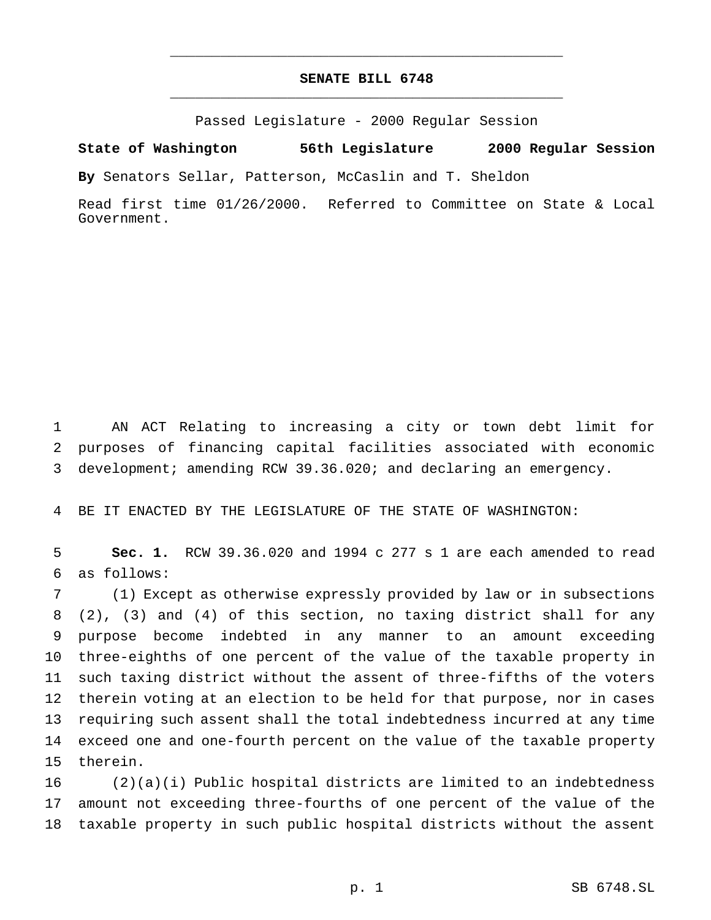# SENATE BILL 6748

Passed Legislature - 2000 Regular Session

**State of Washington 56th Legislature 2000 Regular Session**

**By** Senators Sellar, Patterson, McCaslin and T. Sheldon

Read first time 01/26/2000. Referred to Committee on State & Local Government.

AN ACT Relating to increasing a city or town debt limit for purposes of financing capital facilities associated with economic development; amending RCW 39.36.020; and declaring an emergency.

BE IT ENACTED BY THE LEGISLATURE OF THE STATE OF WASHINGTON:

**Sec. 1.** RCW 39.36.020 and 1994 c 277 s 1 are each amended to read as follows:

(1) Except as otherwise expressly provided by law or in subsections (2), (3) and (4) of this section, no taxing district shall for any purpose become indebted in any manner to an amount exceeding three-eighths of one percent of the value of the taxable property in such taxing district without the assent of three-fifths of the voters therein voting at an election to be held for that purpose, nor in cases requiring such assent shall the total indebtedness incurred at any time exceed one and one-fourth percent on the value of the taxable property therein.

(2)(a)(i) Public hospital districts are limited to an indebtedness amount not exceeding three-fourths of one percent of the value of the taxable property in such public hospital districts without the assent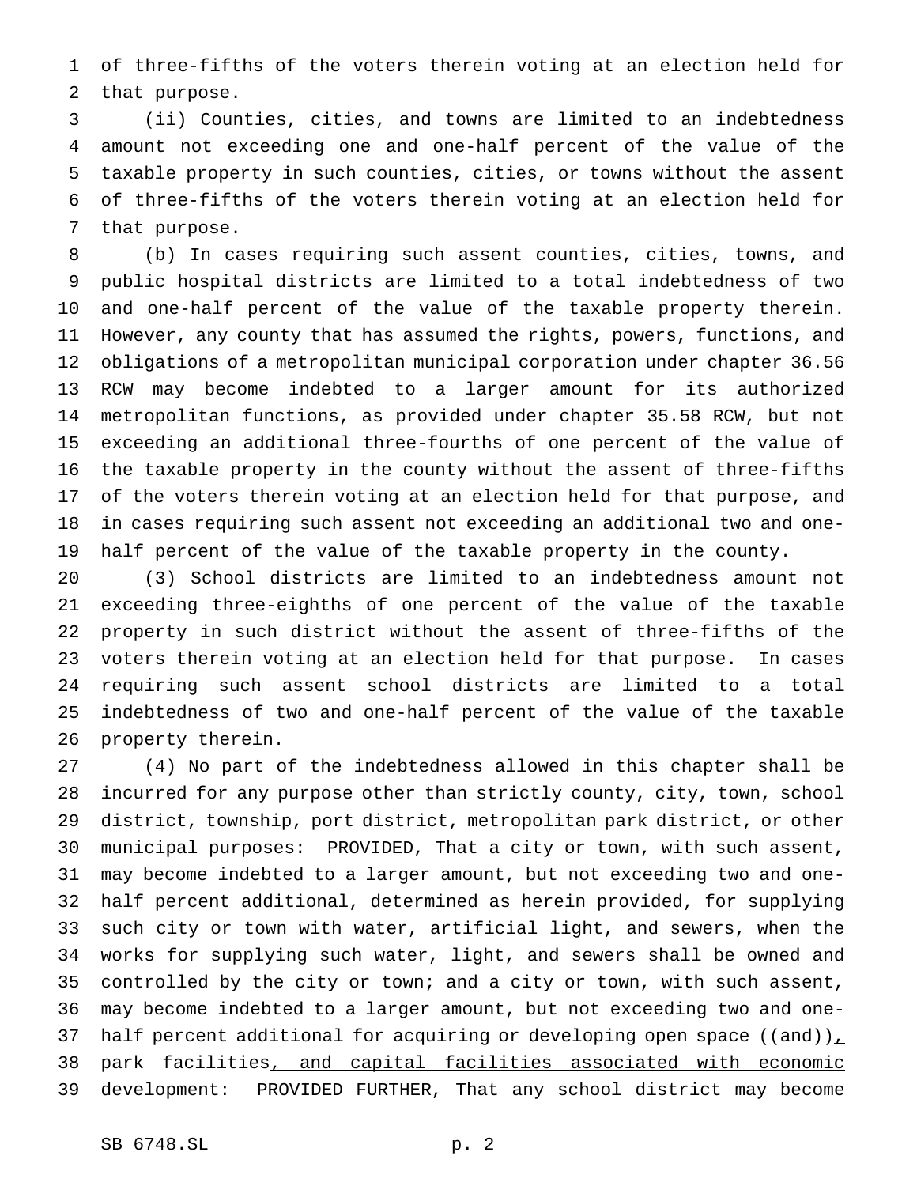of three-fifths of the voters therein voting at an election held for that purpose.

(ii) Counties, cities, and towns are limited to an indebtedness amount not exceeding one and one-half percent of the value of the taxable property in such counties, cities, or towns without the assent of three-fifths of the voters therein voting at an election held for that purpose.

(b) In cases requiring such assent counties, cities, towns, and public hospital districts are limited to a total indebtedness of two and one-half percent of the value of the taxable property therein. However, any county that has assumed the rights, powers, functions, and obligations of a metropolitan municipal corporation under chapter 36.56 RCW may become indebted to a larger amount for its authorized metropolitan functions, as provided under chapter 35.58 RCW, but not exceeding an additional three-fourths of one percent of the value of the taxable property in the county without the assent of three-fifths of the voters therein voting at an election held for that purpose, and in cases requiring such assent not exceeding an additional two and one-half percent of the value of the taxable property in the county.

(3) School districts are limited to an indebtedness amount not exceeding three-eighths of one percent of the value of the taxable property in such district without the assent of three-fifths of the voters therein voting at an election held for that purpose. In cases requiring such assent school districts are limited to a total indebtedness of two and one-half percent of the value of the taxable property therein.

(4) No part of the indebtedness allowed in this chapter shall be incurred for any purpose other than strictly county, city, town, school district, township, port district, metropolitan park district, or other municipal purposes: PROVIDED, That a city or town, with such assent, may become indebted to a larger amount, but not exceeding two and one-half percent additional, determined as herein provided, for supplying such city or town with water, artificial light, and sewers, when the works for supplying such water, light, and sewers shall be owned and controlled by the city or town; and a city or town, with such assent, may become indebted to a larger amount, but not exceeding two and one-half percent additional for acquiring or developing open space ((~~and~~)), park facilities, and capital facilities associated with economic development: PROVIDED FURTHER, That any school district may become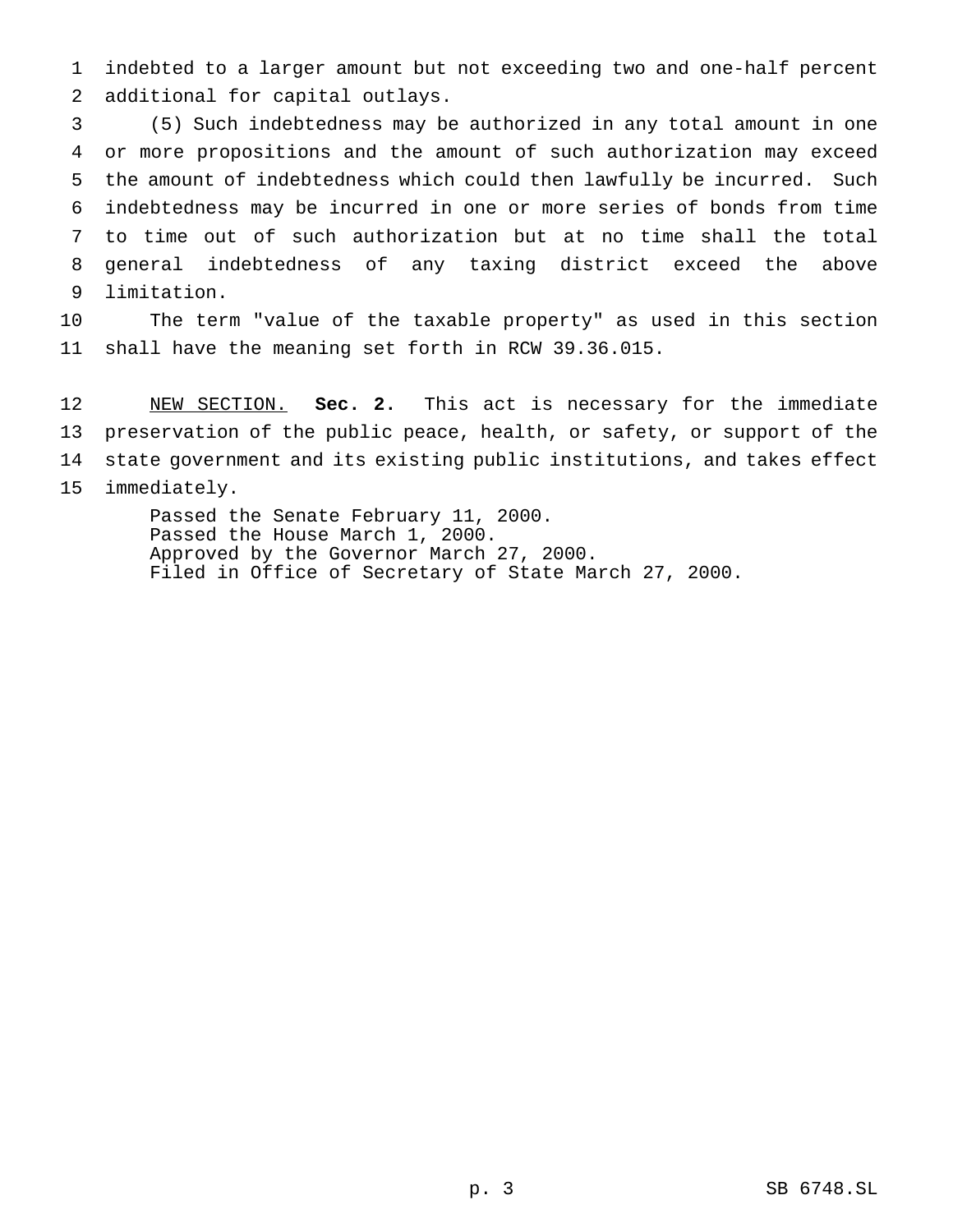indebted to a larger amount but not exceeding two and one-half percent additional for capital outlays.

(5) Such indebtedness may be authorized in any total amount in one or more propositions and the amount of such authorization may exceed the amount of indebtedness which could then lawfully be incurred. Such indebtedness may be incurred in one or more series of bonds from time to time out of such authorization but at no time shall the total general indebtedness of any taxing district exceed the above limitation.

The term "value of the taxable property" as used in this section shall have the meaning set forth in RCW 39.36.015.

NEW SECTION. **Sec. 2.** This act is necessary for the immediate preservation of the public peace, health, or safety, or support of the state government and its existing public institutions, and takes effect immediately.

Passed the Senate February 11, 2000.
Passed the House March 1, 2000.
Approved by the Governor March 27, 2000.
Filed in Office of Secretary of State March 27, 2000.